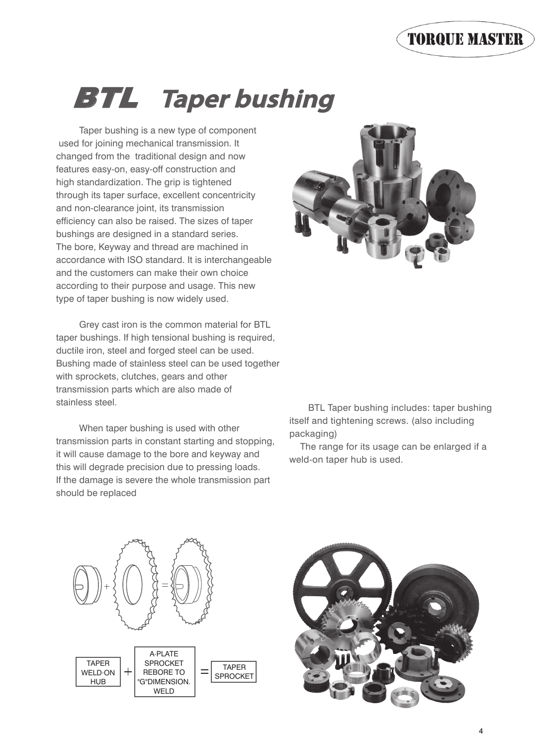# BTL Taper bushing

Taper bushing is a new type of component used for joining mechanical transmission. It changed from the traditional design and now features easy-on, easy-off construction and high standardization. The grip is tightened through its taper surface, excellent concentricity and non-clearance joint, its transmission efficiency can also be raised. The sizes of taper bushings are designed in a standard series. The bore, Keyway and thread are machined in accordance with ISO standard. It is interchangeable and the customers can make their own choice according to their purpose and usage. This new type of taper bushing is now widely used.

Grey cast iron is the common material for BTL taper bushings. If high tensional bushing is required, ductile iron, steel and forged steel can be used. Bushing made of stainless steel can be used together with sprockets, clutches, gears and other transmission parts which are also made of stainless steel.

When taper bushing is used with other transmission parts in constant starting and stopping, it will cause damage to the bore and keyway and this will degrade precision due to pressing loads. If the damage is severe the whole transmission part should be replaced

BTL Taper bushing includes: taper bushing itself and tightening screws. (also including packaging)

The range for its usage can be enlarged if a weld-on taper hub is used.

TAPER WELD·ON HUB + A·PLATE SPROCKET REBORE TO "G"DIMENSION. WELD = TAPER SPROCKET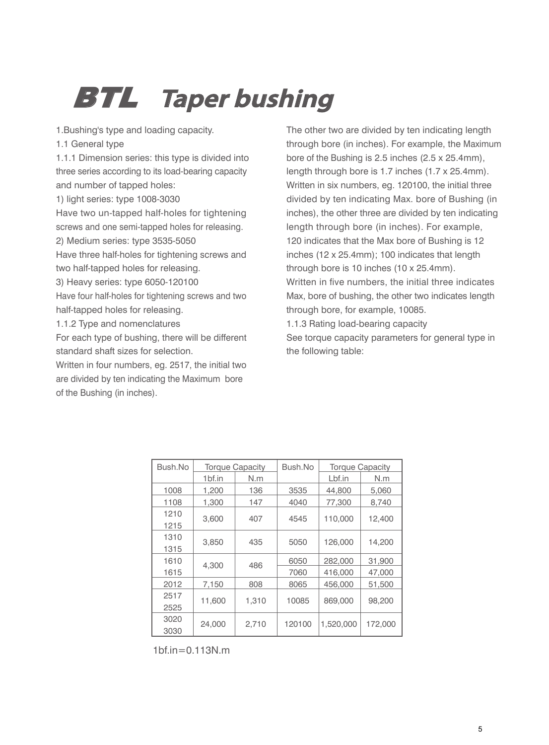# BTL Taper bushing

1.Bushing's type and loading capacity.

1.1 General type

1.1.1 Dimension series: this type is divided into three series according to its load-bearing capacity and number of tapped holes:

1) light series: type 1008-3030

Have two un-tapped half-holes for tightening screws and one semi-tapped holes for releasing.

2) Medium series: type 3535-5050

Have three half-holes for tightening screws and two half-tapped holes for releasing.

3) Heavy series: type 6050-120100

Have four half-holes for tightening screws and two half-tapped holes for releasing.

1.1.2 Type and nomenclatures

For each type of bushing, there will be different standard shaft sizes for selection.

Written in four numbers, eg. 2517, the initial two are divided by ten indicating the Maximum bore of the Bushing (in inches). The other two are divided by ten indicating length through bore (in inches). For example, the Maximum bore of the Bushing is 2.5 inches (2.5 x 25.4mm), length through bore is 1.7 inches (1.7 x 25.4mm).

Written in six numbers, eg. 120100, the initial three divided by ten indicating Max. bore of Bushing (in inches), the other three are divided by ten indicating length through bore (in inches). For example, 120 indicates that the Max bore of Bushing is 12 inches (12 x 25.4mm); 100 indicates that length through bore is 10 inches (10 x 25.4mm).

Written in five numbers, the initial three indicates Max, bore of bushing, the other two indicates length through bore, for example, 10085.

1.1.3 Rating load-bearing capacity

See torque capacity parameters for general type in the following table:

| Bush.No | Torque Capacity | | Bush.No | Torque Capacity | |
|---|---|---|---|---|---|
| | 1bf.in | N.m | | Lbf.in | N.m |
| 1008 | 1,200 | 136 | 3535 | 44,800 | 5,060 |
| 1108 | 1,300 | 147 | 4040 | 77,300 | 8,740 |
| 1210<br>1215 | 3,600 | 407 | 4545 | 110,000 | 12,400 |
| 1310<br>1315 | 3,850 | 435 | 5050 | 126,000 | 14,200 |
| 1610<br>1615 | 4,300 | 486 | 6050 | 282,000 | 31,900 |
| | | | 7060 | 416,000 | 47,000 |
| 2012 | 7,150 | 808 | 8065 | 456,000 | 51,500 |
| 2517<br>2525 | 11,600 | 1,310 | 10085 | 869,000 | 98,200 |
| 3020<br>3030 | 24,000 | 2,710 | 120100 | 1,520,000 | 172,000 |

1bf.in=0.113N.m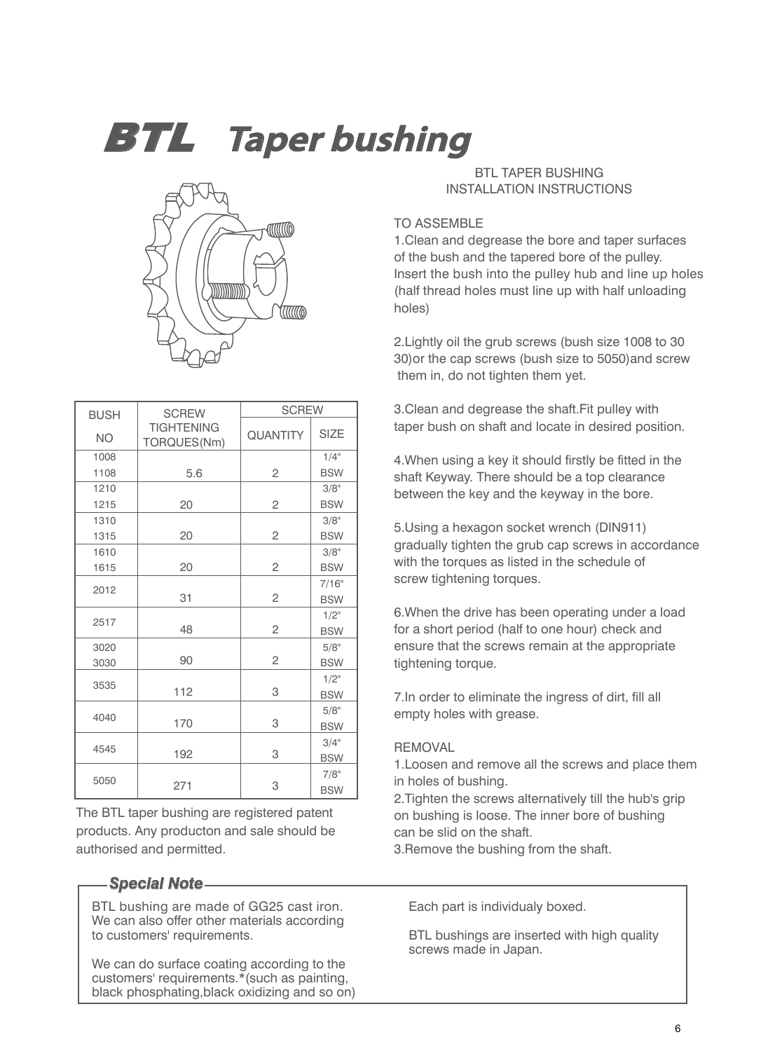# BTL Taper bushing

| BUSH NO | SCREW TIGHTENING TORQUES(Nm) | SCREW | |
|---|---|---|---|
| | | QUANTITY | SIZE |
| 1008 1108 | 5.6 | 2 | 1/4" BSW |
| 1210 1215 | 20 | 2 | 3/8" BSW |
| 1310 1315 | 20 | 2 | 3/8" BSW |
| 1610 1615 | 20 | 2 | 3/8" BSW |
| 2012 | 31 | 2 | 7/16" BSW |
| 2517 | 48 | 2 | 1/2" BSW |
| 3020 3030 | 90 | 2 | 5/8" BSW |
| 3535 | 112 | 3 | 1/2" BSW |
| 4040 | 170 | 3 | 5/8" BSW |
| 4545 | 192 | 3 | 3/4" BSW |
| 5050 | 271 | 3 | 7/8" BSW |

The BTL taper bushing are registered patent products. Any producton and sale should be authorised and permitted.

BTL TAPER BUSHING
INSTALLATION INSTRUCTIONS

TO ASSEMBLE

1.Clean and degrease the bore and taper surfaces of the bush and the tapered bore of the pulley. Insert the bush into the pulley hub and line up holes (half thread holes must line up with half unloading holes)

2.Lightly oil the grub screws (bush size 1008 to 30 30)or the cap screws (bush size to 5050)and screw them in, do not tighten them yet.

3.Clean and degrease the shaft.Fit pulley with taper bush on shaft and locate in desired position.

4.When using a key it should firstly be fitted in the shaft Keyway. There should be a top clearance between the key and the keyway in the bore.

5.Using a hexagon socket wrench (DIN911) gradually tighten the grub cap screws in accordance with the torques as listed in the schedule of screw tightening torques.

6.When the drive has been operating under a load for a short period (half to one hour) check and ensure that the screws remain at the appropriate tightening torque.

7.In order to eliminate the ingress of dirt, fill all empty holes with grease.

REMOVAL

1.Loosen and remove all the screws and place them in holes of bushing.
2.Tighten the screws alternatively till the hub's grip on bushing is loose. The inner bore of bushing can be slid on the shaft.
3.Remove the bushing from the shaft.

**Special Note**

BTL bushing are made of GG25 cast iron. We can also offer other materials according to customers' requirements.

We can do surface coating according to the customers' requirements.*(such as painting, black phosphating,black oxidizing and so on)

Each part is individualy boxed.

BTL bushings are inserted with high quality screws made in Japan.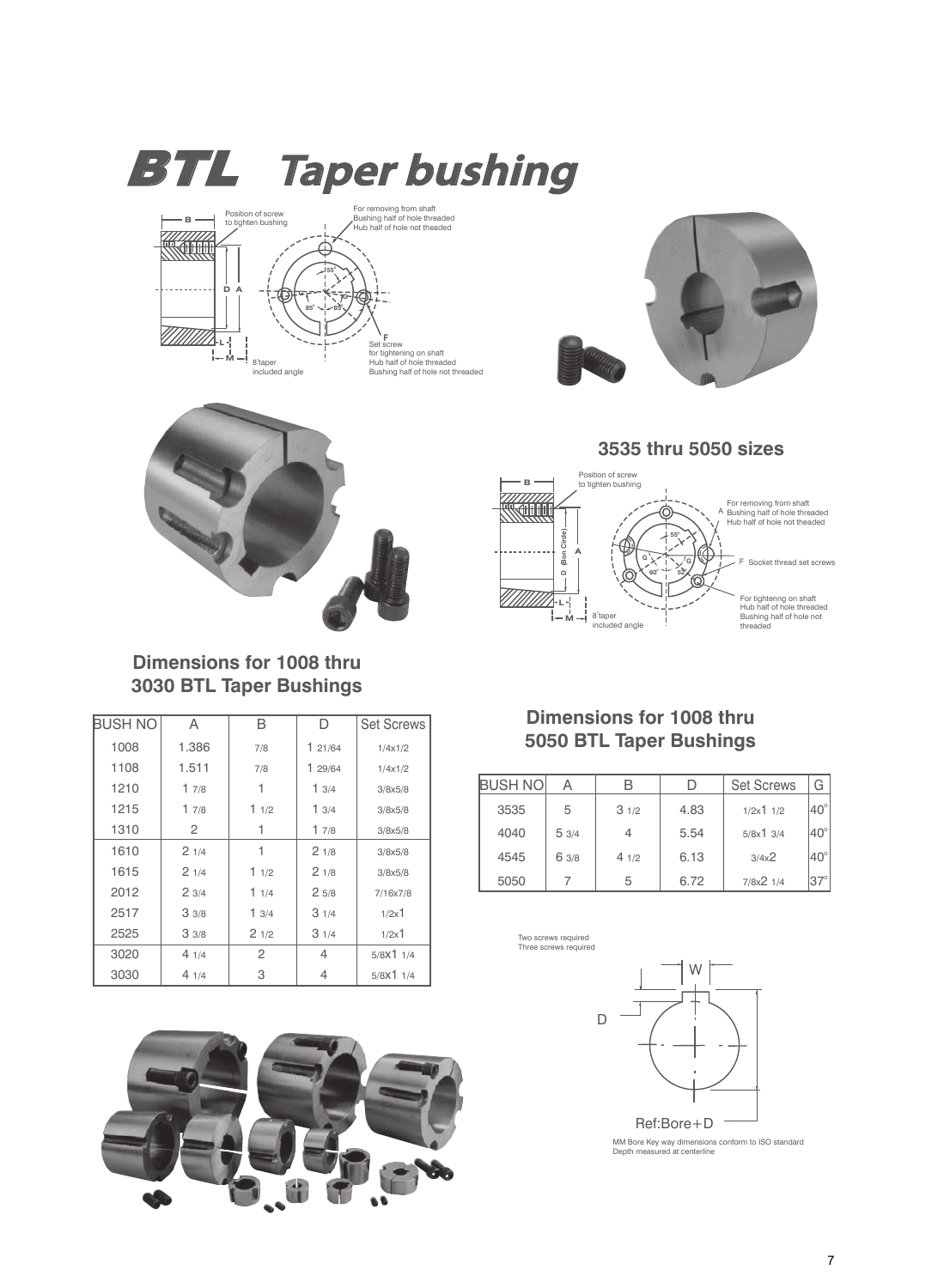# BTL Taper bushing

Position of screw to tighten bushing

For removing from shaft
Bushing half of hole threaded
Hub half of hole not theaded

Set screw
for tightening on shaft
Hub half of hole threaded
Bushing half of hole not threaded

8°taper
included angle

## 3535 thru 5050 sizes

Position of screw to tighten bushing

For removing from shaft
Bushing half of hole threaded
Hub half of hole not theaded

Socket thread set screws

For tightenng on shaft
Hub half of hole threaded
Bushing half of hole not threaded

8°taper
included angle

## Dimensions for 1008 thru 3030 BTL Taper Bushings

| BUSH NO | A | B | D | Set Screws |
|---|---|---|---|---|
| 1008 | 1.386 | 7/8 | 1 21/64 | 1/4x1/2 |
| 1108 | 1.511 | 7/8 | 1 29/64 | 1/4x1/2 |
| 1210 | 1 7/8 | 1 | 1 3/4 | 3/8x5/8 |
| 1215 | 1 7/8 | 1 1/2 | 1 3/4 | 3/8x5/8 |
| 1310 | 2 | 1 | 1 7/8 | 3/8x5/8 |
| 1610 | 2 1/4 | 1 | 2 1/8 | 3/8x5/8 |
| 1615 | 2 1/4 | 1 1/2 | 2 1/8 | 3/8x5/8 |
| 2012 | 2 3/4 | 1 1/4 | 2 5/8 | 7/16x7/8 |
| 2517 | 3 3/8 | 1 3/4 | 3 1/4 | 1/2x1 |
| 2525 | 3 3/8 | 2 1/2 | 3 1/4 | 1/2x1 |
| 3020 | 4 1/4 | 2 | 4 | 5/8x1 1/4 |
| 3030 | 4 1/4 | 3 | 4 | 5/8x1 1/4 |

## Dimensions for 1008 thru 5050 BTL Taper Bushings

| BUSH NO | A | B | D | Set Screws | G |
|---|---|---|---|---|---|
| 3535 | 5 | 3 1/2 | 4.83 | 1/2x1 1/2 | 40° |
| 4040 | 5 3/4 | 4 | 5.54 | 5/8x1 3/4 | 40° |
| 4545 | 6 3/8 | 4 1/2 | 6.13 | 3/4x2 | 40° |
| 5050 | 7 | 5 | 6.72 | 7/8x2 1/4 | 37° |

Two screws required
Three screws required

Ref:Bore+D

MM Bore Key way dimensions conform to ISO standard
Depth measured at centerline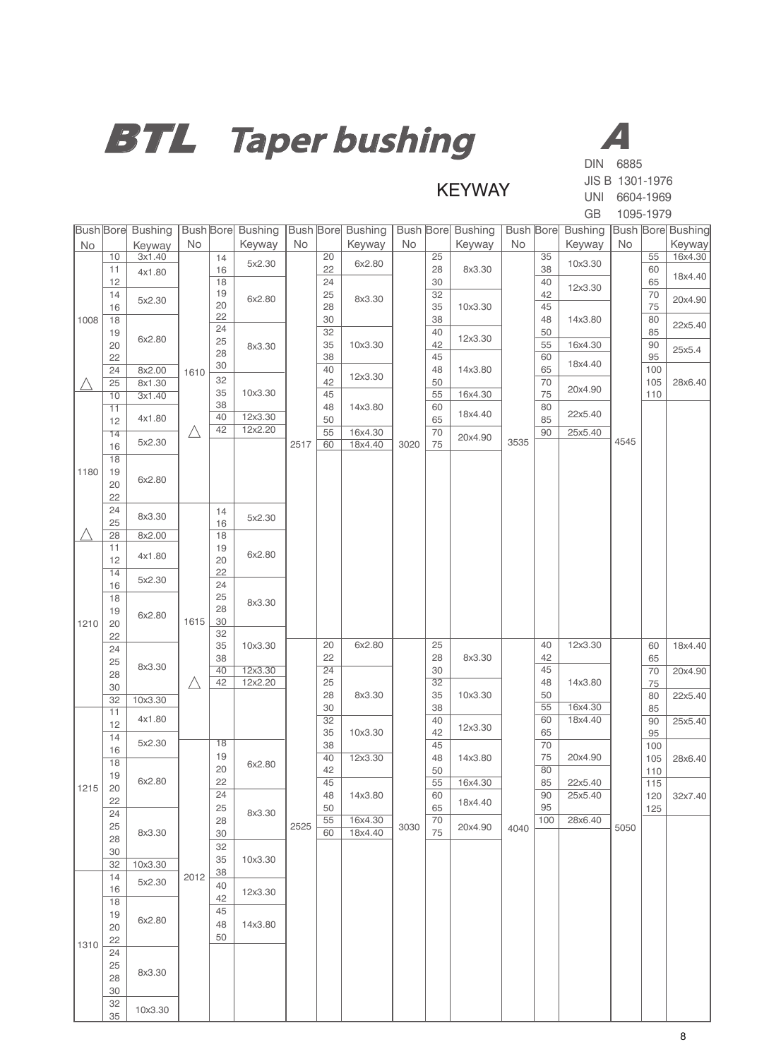# BTL Taper bushing

**A**

DIN 6885
JIS B 1301-1976
UNI 6604-1969
GB 1095-1979

## KEYWAY

| Bush No | Bore | Bushing Keyway |
|---|---|---|
| 1008 | 10 | 3x1.40 |
| | 11, 12 | 4x1.80 |
| | 14, 16 | 5x2.30 |
| | 18, 19, 20, 22 | 6x2.80 |
| | 24 | 8x2.00 |
| △ | 25 | 8x1.30 |
| 1180 | 10 | 3x1.40 |
| | 11, 12 | 4x1.80 |
| | 14, 16 | 5x2.30 |
| | 18, 19, 20, 22 | 6x2.80 |
| | 24, 25 | 8x3.30 |
| △ | 28 | 8x2.00 |
| 1210 | 11, 12 | 4x1.80 |
| | 14, 16 | 5x2.30 |
| | 18, 19, 20, 22 | 6x2.80 |
| | 24, 25, 28, 30 | 8x3.30 |
| | 32 | 10x3.30 |
| 1215 | 11, 12 | 4x1.80 |
| | 14, 16 | 5x2.30 |
| | 18, 19, 20, 22 | 6x2.80 |
| | 24, 25, 28, 30 | 8x3.30 |
| | 32 | 10x3.30 |
| 1310 | 14, 16 | 5x2.30 |
| | 18, 19, 20, 22 | 6x2.80 |
| | 24, 25, 28, 30 | 8x3.30 |
| | 32, 35 | 10x3.30 |

| Bush No | Bore | Bushing Keyway |
|---|---|---|
| 1610 | 14, 16 | 5x2.30 |
| | 18, 19, 20, 22 | 6x2.80 |
| | 24, 25, 28, 30 | 8x3.30 |
| | 32, 35, 38 | 10x3.30 |
| | 40 | 12x3.30 |
| △ | 42 | 12x2.20 |
| 1615 | 14, 16 | 5x2.30 |
| | 18, 19, 20, 22 | 6x2.80 |
| | 24, 25, 28, 30 | 8x3.30 |
| | 32, 35, 38 | 10x3.30 |
| | 40 | 12x3.30 |
| △ | 42 | 12x2.20 |
| 2012 | 18, 19, 20, 22 | 6x2.80 |
| | 24, 25, 28, 30 | 8x3.30 |
| | 32, 35, 38 | 10x3.30 |
| | 40, 42 | 12x3.30 |
| | 45, 48, 50 | 14x3.80 |

| Bush No | Bore | Bushing Keyway |
|---|---|---|
| 2517 | 20, 22 | 6x2.80 |
| | 24, 25, 28, 30 | 8x3.30 |
| | 32, 35, 38 | 10x3.30 |
| | 40, 42 | 12x3.30 |
| | 45, 48, 50 | 14x3.80 |
| | 55 | 16x4.30 |
| | 60 | 18x4.40 |
| 2525 | 20, 22 | 6x2.80 |
| | 24, 25, 28, 30 | 8x3.30 |
| | 32, 35, 38 | 10x3.30 |
| | 40, 42 | 12x3.30 |
| | 45, 48, 50 | 14x3.80 |
| | 55 | 16x4.30 |
| | 60 | 18x4.40 |

| Bush No | Bore | Bushing Keyway |
|---|---|---|
| 3020 | 25, 28, 30 | 8x3.30 |
| | 32, 35, 38 | 10x3.30 |
| | 40, 42 | 12x3.30 |
| | 45, 48, 50 | 14x3.80 |
| | 55 | 16x4.30 |
| | 60, 65 | 18x4.40 |
| | 70, 75 | 20x4.90 |
| 3030 | 25, 28, 30 | 8x3.30 |
| | 32, 35, 38 | 10x3.30 |
| | 40, 42 | 12x3.30 |
| | 45, 48, 50 | 14x3.80 |
| | 55 | 16x4.30 |
| | 60, 65 | 18x4.40 |
| | 70, 75 | 20x4.90 |

| Bush No | Bore | Bushing Keyway |
|---|---|---|
| 3535 | 35, 38 | 10x3.30 |
| | 40, 42 | 12x3.30 |
| | 45, 48, 50 | 14x3.80 |
| | 55 | 16x4.30 |
| | 60, 65 | 18x4.40 |
| | 70, 75 | 20x4.90 |
| | 80, 85 | 22x5.40 |
| | 90 | 25x5.40 |
| 4040 | 40, 42 | 12x3.30 |
| | 45, 48, 50 | 14x3.80 |
| | 55 | 16x4.30 |
| | 60, 65 | 18x4.40 |
| | 70, 75, 80 | 20x4.90 |
| | 85 | 22x5.40 |
| | 90, 95 | 25x5.40 |
| | 100 | 28x6.40 |

| Bush No | Bore | Bushing Keyway |
|---|---|---|
| 4545 | 55 | 16x4.30 |
| | 60, 65 | 18x4.40 |
| | 70, 75 | 20x4.90 |
| | 80, 85 | 22x5.40 |
| | 90, 95 | 25x5.4 |
| | 100, 105, 110 | 28x6.40 |
| 5050 | 60, 65 | 18x4.40 |
| | 70, 75 | 20x4.90 |
| | 80, 85 | 22x5.40 |
| | 90, 95 | 25x5.40 |
| | 100, 105, 110 | 28x6.40 |
| | 115, 120, 125 | 32x7.40 |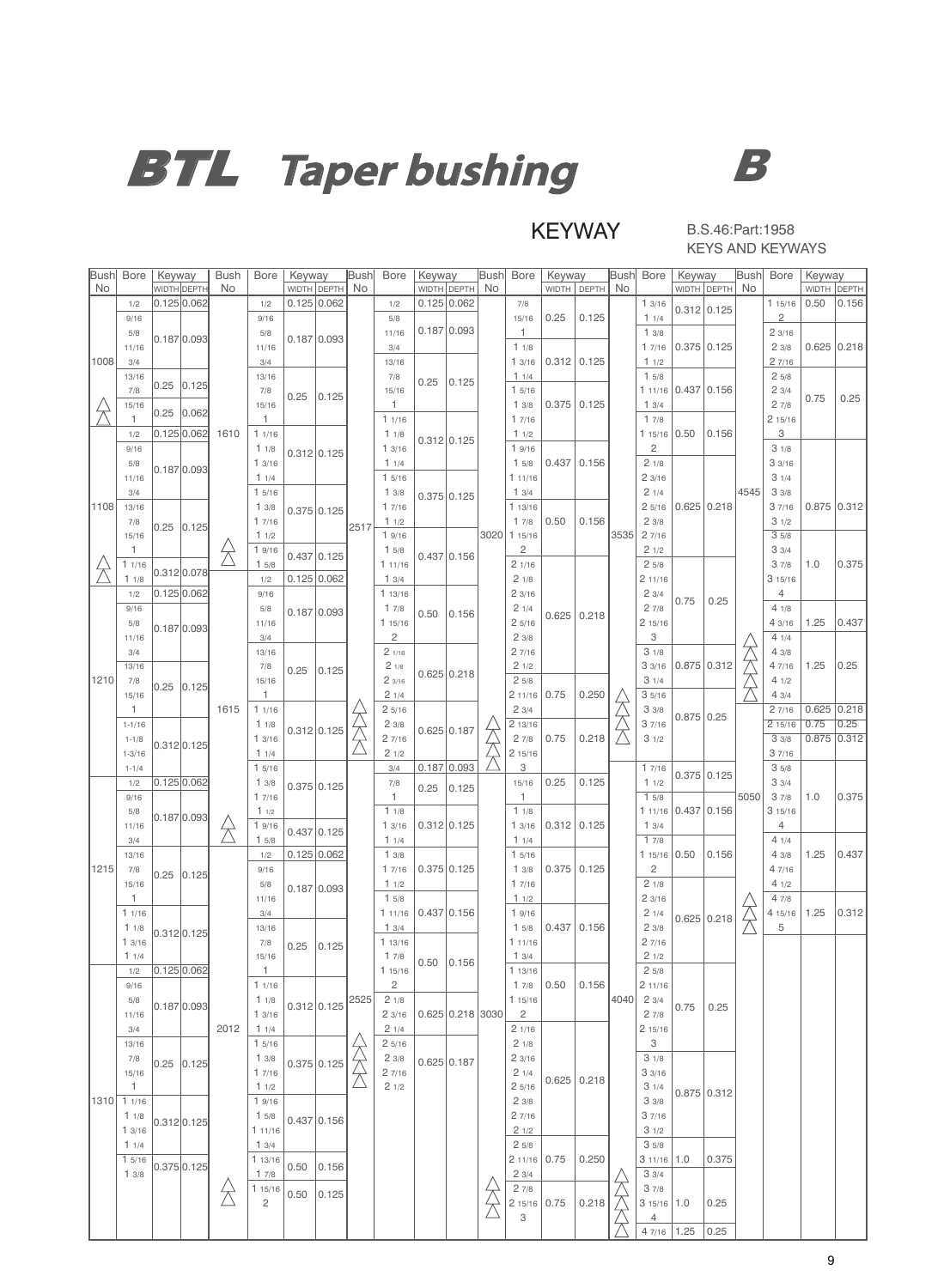# BTL Taper bushing B

## KEYWAY

B.S.46:Part:1958
KEYS AND KEYWAYS

| Bush No | Bore | Keyway Width | Keyway Depth |
|---|---|---|---|
| 1008 | 1/2 | 0.125 | 0.062 |
| | 9/16 | 0.187 | 0.093 |
| | 5/8 | 0.187 | 0.093 |
| | 11/16 | 0.187 | 0.093 |
| | 3/4 | 0.25 | 0.125 |
| | 13/16 | 0.25 | 0.125 |
| | 7/8 | 0.25 | 0.125 |
| △ | 15/16 | 0.25 | 0.062 |
| △ | 1 | 0.25 | 0.062 |
| 1108 | 1/2 | 0.125 | 0.062 |
| | 9/16 | 0.187 | 0.093 |
| | 5/8 | 0.187 | 0.093 |
| | 11/16 | 0.187 | 0.093 |
| | 3/4 | 0.25 | 0.125 |
| | 13/16 | 0.25 | 0.125 |
| | 7/8 | 0.25 | 0.125 |
| | 15/16 | 0.25 | 0.125 |
| | 1 | 0.25 | 0.125 |
| △ | 1 1/16 | 0.312 | 0.078 |
| △ | 1 1/8 | 0.312 | 0.078 |
| 1210 | 1/2 | 0.125 | 0.062 |
| | 9/16 | 0.187 | 0.093 |
| | 5/8 | 0.187 | 0.093 |
| | 11/16 | 0.187 | 0.093 |
| | 3/4 | 0.25 | 0.125 |
| | 13/16 | 0.25 | 0.125 |
| | 7/8 | 0.25 | 0.125 |
| | 15/16 | 0.25 | 0.125 |
| | 1 | 0.25 | 0.125 |
| | 1-1/16 | 0.312 | 0.125 |
| | 1-1/8 | 0.312 | 0.125 |
| | 1-3/16 | 0.312 | 0.125 |
| | 1-1/4 | 0.312 | 0.125 |
| 1215 | 1/2 | 0.125 | 0.062 |
| | 9/16 | 0.187 | 0.093 |
| | 5/8 | 0.187 | 0.093 |
| | 11/16 | 0.187 | 0.093 |
| | 3/4 | 0.25 | 0.125 |
| | 13/16 | 0.25 | 0.125 |
| | 7/8 | 0.25 | 0.125 |
| | 15/16 | 0.25 | 0.125 |
| | 1 | 0.25 | 0.125 |
| | 1 1/16 | 0.312 | 0.125 |
| | 1 1/8 | 0.312 | 0.125 |
| | 1 3/16 | 0.312 | 0.125 |
| | 1 1/4 | 0.312 | 0.125 |
| 1310 | 1/2 | 0.125 | 0.062 |
| | 9/16 | 0.187 | 0.093 |
| | 5/8 | 0.187 | 0.093 |
| | 11/16 | 0.187 | 0.093 |
| | 3/4 | 0.25 | 0.125 |
| | 13/16 | 0.25 | 0.125 |
| | 7/8 | 0.25 | 0.125 |
| | 15/16 | 0.25 | 0.125 |
| | 1 | 0.25 | 0.125 |
| | 1 1/16 | 0.312 | 0.125 |
| | 1 1/8 | 0.312 | 0.125 |
| | 1 3/16 | 0.312 | 0.125 |
| | 1 1/4 | 0.312 | 0.125 |
| | 1 5/16 | 0.375 | 0.125 |
| | 1 3/8 | 0.375 | 0.125 |
| 1610 | 1/2 | 0.125 | 0.062 |
| | 9/16 | 0.187 | 0.093 |
| | 5/8 | 0.187 | 0.093 |
| | 11/16 | 0.187 | 0.093 |
| | 3/4 | 0.25 | 0.125 |
| | 13/16 | 0.25 | 0.125 |
| | 7/8 | 0.25 | 0.125 |
| | 15/16 | 0.25 | 0.125 |
| | 1 | 0.25 | 0.125 |
| | 1 1/16 | 0.312 | 0.125 |
| | 1 1/8 | 0.312 | 0.125 |
| | 1 3/16 | 0.312 | 0.125 |
| | 1 1/4 | 0.312 | 0.125 |
| | 1 5/16 | 0.375 | 0.125 |
| | 1 3/8 | 0.375 | 0.125 |
| | 1 7/16 | 0.375 | 0.125 |
| | 1 1/2 | 0.375 | 0.125 |
| △ | 1 9/16 | 0.437 | 0.125 |
| △ | 1 5/8 | 0.437 | 0.125 |
| 1615 | 1/2 | 0.125 | 0.062 |
| | 9/16 | 0.187 | 0.093 |
| | 5/8 | 0.187 | 0.093 |
| | 11/16 | 0.187 | 0.093 |
| | 3/4 | 0.25 | 0.125 |
| | 13/16 | 0.25 | 0.125 |
| | 7/8 | 0.25 | 0.125 |
| | 15/16 | 0.25 | 0.125 |
| | 1 | 0.25 | 0.125 |
| | 1 1/16 | 0.312 | 0.125 |
| | 1 1/8 | 0.312 | 0.125 |
| | 1 3/16 | 0.312 | 0.125 |
| | 1 1/4 | 0.312 | 0.125 |
| | 1 5/16 | 0.375 | 0.125 |
| | 1 3/8 | 0.375 | 0.125 |
| | 1 7/16 | 0.375 | 0.125 |
| | 1 1/2 | 0.375 | 0.125 |
| △ | 1 9/16 | 0.437 | 0.125 |
| △ | 1 5/8 | 0.437 | 0.125 |
| 2012 | 1/2 | 0.125 | 0.062 |
| | 9/16 | 0.187 | 0.093 |
| | 5/8 | 0.187 | 0.093 |
| | 11/16 | 0.187 | 0.093 |
| | 3/4 | 0.25 | 0.125 |
| | 13/16 | 0.25 | 0.125 |
| | 7/8 | 0.25 | 0.125 |
| | 15/16 | 0.25 | 0.125 |
| | 1 | 0.25 | 0.125 |
| | 1 1/16 | 0.312 | 0.125 |
| | 1 1/8 | 0.312 | 0.125 |
| | 1 3/16 | 0.312 | 0.125 |
| | 1 1/4 | 0.312 | 0.125 |
| | 1 5/16 | 0.375 | 0.125 |
| | 1 3/8 | 0.375 | 0.125 |
| | 1 7/16 | 0.375 | 0.125 |
| | 1 1/2 | 0.375 | 0.125 |
| | 1 9/16 | 0.437 | 0.156 |
| | 1 5/8 | 0.437 | 0.156 |
| | 1 11/16 | 0.437 | 0.156 |
| | 1 3/4 | 0.437 | 0.156 |
| | 1 13/16 | 0.50 | 0.156 |
| | 1 7/8 | 0.50 | 0.156 |
| △ | 1 15/16 | 0.50 | 0.125 |
| △ | 2 | 0.50 | 0.125 |
| 2517 | 1/2 | 0.125 | 0.062 |
| | 5/8 | 0.187 | 0.093 |
| | 11/16 | 0.187 | 0.093 |
| | 3/4 | 0.187 | 0.093 |
| | 13/16 | 0.25 | 0.125 |
| | 7/8 | 0.25 | 0.125 |
| | 15/16 | 0.25 | 0.125 |
| | 1 | 0.25 | 0.125 |
| | 1 1/16 | 0.312 | 0.125 |
| | 1 1/8 | 0.312 | 0.125 |
| | 1 3/16 | 0.312 | 0.125 |
| | 1 1/4 | 0.312 | 0.125 |
| | 1 5/16 | 0.375 | 0.125 |
| | 1 3/8 | 0.375 | 0.125 |
| | 1 7/16 | 0.375 | 0.125 |
| | 1 1/2 | 0.375 | 0.125 |
| | 1 9/16 | 0.437 | 0.156 |
| | 1 5/8 | 0.437 | 0.156 |
| | 1 11/16 | 0.437 | 0.156 |
| | 1 3/4 | 0.437 | 0.156 |
| | 1 13/16 | 0.50 | 0.156 |
| | 1 7/8 | 0.50 | 0.156 |
| | 1 15/16 | 0.50 | 0.156 |
| | 2 | 0.50 | 0.156 |
| | 2 1/16 | 0.625 | 0.218 |
| | 2 1/8 | 0.625 | 0.218 |
| | 2 3/16 | 0.625 | 0.218 |
| | 2 1/4 | 0.625 | 0.218 |
| △ | 2 5/16 | 0.625 | 0.187 |
| △ | 2 3/8 | 0.625 | 0.187 |
| △ | 2 7/16 | 0.625 | 0.187 |
| △ | 2 1/2 | 0.625 | 0.187 |
| 2525 | 3/4 | 0.187 | 0.093 |
| | 7/8 | 0.25 | 0.125 |
| | 1 | 0.25 | 0.125 |
| | 1 1/8 | 0.312 | 0.125 |
| | 1 3/16 | 0.312 | 0.125 |
| | 1 1/4 | 0.312 | 0.125 |
| | 1 3/8 | 0.375 | 0.125 |
| | 1 7/16 | 0.375 | 0.125 |
| | 1 1/2 | 0.375 | 0.125 |
| | 1 5/8 | 0.437 | 0.156 |
| | 1 11/16 | 0.437 | 0.156 |
| | 1 3/4 | 0.437 | 0.156 |
| | 1 13/16 | 0.50 | 0.156 |
| | 1 7/8 | 0.50 | 0.156 |
| | 1 15/16 | 0.50 | 0.156 |
| | 2 | 0.50 | 0.156 |
| | 2 1/8 | 0.625 | 0.218 |
| | 2 3/16 | 0.625 | 0.218 |
| | 2 1/4 | 0.625 | 0.218 |
| △ | 2 5/16 | 0.625 | 0.187 |
| △ | 2 3/8 | 0.625 | 0.187 |
| △ | 2 7/16 | 0.625 | 0.187 |
| △ | 2 1/2 | 0.625 | 0.187 |
| 3020 | 7/8 | 0.25 | 0.125 |
| | 15/16 | 0.25 | 0.125 |
| | 1 | 0.25 | 0.125 |
| | 1 1/8 | 0.312 | 0.125 |
| | 1 3/16 | 0.312 | 0.125 |
| | 1 1/4 | 0.312 | 0.125 |
| | 1 5/16 | 0.375 | 0.125 |
| | 1 3/8 | 0.375 | 0.125 |
| | 1 7/16 | 0.375 | 0.125 |
| | 1 1/2 | 0.375 | 0.125 |
| | 1 9/16 | 0.437 | 0.156 |
| | 1 5/8 | 0.437 | 0.156 |
| | 1 11/16 | 0.437 | 0.156 |
| | 1 3/4 | 0.437 | 0.156 |
| | 1 13/16 | 0.50 | 0.156 |
| | 1 7/8 | 0.50 | 0.156 |
| | 1 15/16 | 0.50 | 0.156 |
| | 2 | 0.50 | 0.156 |
| | 2 1/16 | 0.625 | 0.218 |
| | 2 1/8 | 0.625 | 0.218 |
| | 2 3/16 | 0.625 | 0.218 |
| | 2 1/4 | 0.625 | 0.218 |
| | 2 5/16 | 0.625 | 0.218 |
| | 2 3/8 | 0.625 | 0.218 |
| | 2 7/16 | 0.625 | 0.218 |
| | 2 1/2 | 0.625 | 0.218 |
| | 2 5/8 | 0.625 | 0.218 |
| | 2 11/16 | 0.75 | 0.250 |
| | 2 3/4 | 0.75 | 0.250 |
| △ | 2 13/16 | 0.75 | 0.218 |
| △ | 2 7/8 | 0.75 | 0.218 |
| △ | 2 15/16 | 0.75 | 0.218 |
| △ | 3 | 0.75 | 0.218 |
| 3030 | 15/16 | 0.25 | 0.125 |
| | 1 | 0.25 | 0.125 |
| | 1 1/8 | 0.312 | 0.125 |
| | 1 3/16 | 0.312 | 0.125 |
| | 1 1/4 | 0.312 | 0.125 |
| | 1 5/16 | 0.375 | 0.125 |
| | 1 3/8 | 0.375 | 0.125 |
| | 1 7/16 | 0.375 | 0.125 |
| | 1 1/2 | 0.375 | 0.125 |
| | 1 9/16 | 0.437 | 0.156 |
| | 1 5/8 | 0.437 | 0.156 |
| | 1 11/16 | 0.437 | 0.156 |
| | 1 3/4 | 0.437 | 0.156 |
| | 1 13/16 | 0.50 | 0.156 |
| | 1 7/8 | 0.50 | 0.156 |
| | 1 15/16 | 0.50 | 0.156 |
| | 2 | 0.50 | 0.156 |
| | 2 1/16 | 0.625 | 0.218 |
| | 2 1/8 | 0.625 | 0.218 |
| | 2 3/16 | 0.625 | 0.218 |
| | 2 1/4 | 0.625 | 0.218 |
| | 2 5/16 | 0.625 | 0.218 |
| | 2 3/8 | 0.625 | 0.218 |
| | 2 7/16 | 0.625 | 0.218 |
| | 2 1/2 | 0.625 | 0.218 |
| | 2 5/8 | 0.625 | 0.218 |
| | 2 11/16 | 0.75 | 0.250 |
| | 2 3/4 | 0.75 | 0.250 |
| △ | 2 7/8 | 0.75 | 0.218 |
| △ | 2 15/16 | 0.75 | 0.218 |
| △ | 3 | 0.75 | 0.218 |
| 3535 | 1 3/16 | 0.312 | 0.125 |
| | 1 1/4 | 0.312 | 0.125 |
| | 1 3/8 | 0.375 | 0.125 |
| | 1 7/16 | 0.375 | 0.125 |
| | 1 1/2 | 0.375 | 0.125 |
| | 1 5/8 | 0.437 | 0.156 |
| | 1 11/16 | 0.437 | 0.156 |
| | 1 3/4 | 0.437 | 0.156 |
| | 1 7/8 | 0.50 | 0.156 |
| | 1 15/16 | 0.50 | 0.156 |
| | 2 | 0.50 | 0.156 |
| | 2 1/8 | 0.625 | 0.218 |
| | 2 3/16 | 0.625 | 0.218 |
| | 2 1/4 | 0.625 | 0.218 |
| | 2 5/16 | 0.625 | 0.218 |
| | 2 3/8 | 0.625 | 0.218 |
| | 2 7/16 | 0.625 | 0.218 |
| | 2 1/2 | 0.625 | 0.218 |
| | 2 5/8 | 0.625 | 0.218 |
| | 2 11/16 | 0.75 | 0.25 |
| | 2 3/4 | 0.75 | 0.25 |
| | 2 7/8 | 0.75 | 0.25 |
| | 2 15/16 | 0.75 | 0.25 |
| | 3 | 0.75 | 0.25 |
| | 3 1/8 | 0.875 | 0.312 |
| | 3 3/16 | 0.875 | 0.312 |
| | 3 1/4 | 0.875 | 0.312 |
| △ | 3 5/16 | 0.875 | 0.25 |
| △ | 3 3/8 | 0.875 | 0.25 |
| △ | 3 7/16 | 0.875 | 0.25 |
| △ | 3 1/2 | 0.875 | 0.25 |
| 4040 | 1 7/16 | 0.375 | 0.125 |
| | 1 1/2 | 0.375 | 0.125 |
| | 1 5/8 | 0.437 | 0.156 |
| | 1 11/16 | 0.437 | 0.156 |
| | 1 3/4 | 0.437 | 0.156 |
| | 1 7/8 | 0.50 | 0.156 |
| | 1 15/16 | 0.50 | 0.156 |
| | 2 | 0.50 | 0.156 |
| | 2 1/8 | 0.625 | 0.218 |
| | 2 3/16 | 0.625 | 0.218 |
| | 2 1/4 | 0.625 | 0.218 |
| | 2 3/8 | 0.625 | 0.218 |
| | 2 7/16 | 0.625 | 0.218 |
| | 2 1/2 | 0.625 | 0.218 |
| | 2 5/8 | 0.625 | 0.218 |
| | 2 11/16 | 0.75 | 0.25 |
| | 2 3/4 | 0.75 | 0.25 |
| | 2 7/8 | 0.75 | 0.25 |
| | 2 15/16 | 0.75 | 0.25 |
| | 3 | 0.75 | 0.25 |
| | 3 1/8 | 0.875 | 0.312 |
| | 3 3/16 | 0.875 | 0.312 |
| | 3 1/4 | 0.875 | 0.312 |
| | 3 3/8 | 0.875 | 0.312 |
| | 3 7/16 | 0.875 | 0.312 |
| | 3 1/2 | 0.875 | 0.312 |
| | 3 5/8 | 0.875 | 0.312 |
| | 3 11/16 | 1.0 | 0.375 |
| △ | 3 3/4 | 1.0 | 0.25 |
| △ | 3 7/8 | 1.0 | 0.25 |
| △ | 3 15/16 | 1.0 | 0.25 |
| △ | 4 | 1.0 | 0.25 |
| △ | 4 7/16 | 1.25 | 0.25 |
| 4545 | 1 15/16 | 0.50 | 0.156 |
| | 2 | 0.50 | 0.156 |
| | 2 3/16 | 0.625 | 0.218 |
| | 2 3/8 | 0.625 | 0.218 |
| | 2 7/16 | 0.625 | 0.218 |
| | 2 5/8 | 0.75 | 0.25 |
| | 2 3/4 | 0.75 | 0.25 |
| | 2 7/8 | 0.75 | 0.25 |
| | 2 15/16 | 0.75 | 0.25 |
| | 3 | 0.875 | 0.312 |
| | 3 1/8 | 0.875 | 0.312 |
| | 3 3/16 | 0.875 | 0.312 |
| | 3 1/4 | 0.875 | 0.312 |
| | 3 3/8 | 0.875 | 0.312 |
| | 3 7/16 | 0.875 | 0.312 |
| | 3 1/2 | 0.875 | 0.312 |
| | 3 5/8 | 1.0 | 0.375 |
| | 3 3/4 | 1.0 | 0.375 |
| | 3 7/8 | 1.0 | 0.375 |
| | 3 15/16 | 1.0 | 0.375 |
| | 4 | 1.0 | 0.375 |
| | 4 1/8 | 1.25 | 0.437 |
| | 4 3/16 | 1.25 | 0.437 |
| △ | 4 1/4 | 1.25 | 0.25 |
| △ | 4 3/8 | 1.25 | 0.25 |
| △ | 4 7/16 | 1.25 | 0.25 |
| △ | 4 1/2 | 1.25 | 0.25 |
| △ | 4 3/4 | 1.25 | 0.25 |
| 5050 | 2 7/16 | 0.625 | 0.218 |
| | 2 15/16 | 0.75 | 0.25 |
| | 3 3/8 | 0.875 | 0.312 |
| | 3 7/16 | 0.875 | 0.312 |
| | 3 5/8 | 1.0 | 0.375 |
| | 3 3/4 | 1.0 | 0.375 |
| | 3 7/8 | 1.0 | 0.375 |
| | 3 15/16 | 1.0 | 0.375 |
| | 4 | 1.0 | 0.375 |
| | 4 1/4 | 1.25 | 0.437 |
| | 4 3/8 | 1.25 | 0.437 |
| | 4 7/16 | 1.25 | 0.437 |
| | 4 1/2 | 1.25 | 0.437 |
| △ | 4 7/8 | 1.25 | 0.312 |
| △ | 4 15/16 | 1.25 | 0.312 |
| △ | 5 | 1.25 | 0.312 |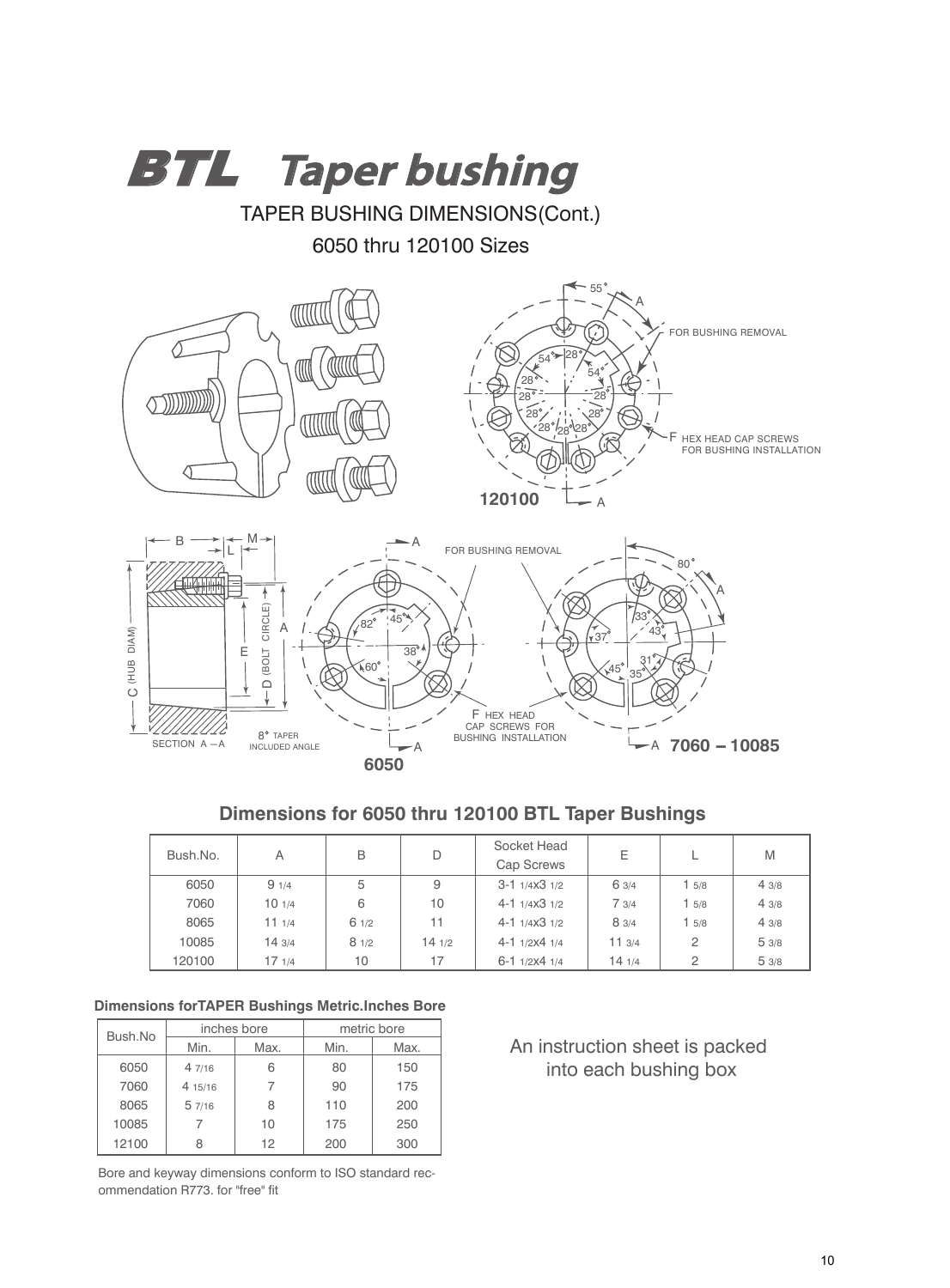# BTL Taper bushing

## TAPER BUSHING DIMENSIONS(Cont.)

## 6050 thru 120100 Sizes

### Dimensions for 6050 thru 120100 BTL Taper Bushings

| Bush.No. | A | B | D | Socket Head Cap Screws | E | L | M |
|---|---|---|---|---|---|---|---|
| 6050 | 9 1/4 | 5 | 9 | 3-1 1/4X3 1/2 | 6 3/4 | 1 5/8 | 4 3/8 |
| 7060 | 10 1/4 | 6 | 10 | 4-1 1/4X3 1/2 | 7 3/4 | 1 5/8 | 4 3/8 |
| 8065 | 11 1/4 | 6 1/2 | 11 | 4-1 1/4X3 1/2 | 8 3/4 | 1 5/8 | 4 3/8 |
| 10085 | 14 3/4 | 8 1/2 | 14 1/2 | 4-1 1/2X4 1/4 | 11 3/4 | 2 | 5 3/8 |
| 120100 | 17 1/4 | 10 | 17 | 6-1 1/2X4 1/4 | 14 1/4 | 2 | 5 3/8 |

#### Dimensions forTAPER Bushings Metric.Inches Bore

| Bush.No | inches bore | | metric bore | |
|---|---|---|---|---|
| | Min. | Max. | Min. | Max. |
| 6050 | 4 7/16 | 6 | 80 | 150 |
| 7060 | 4 15/16 | 7 | 90 | 175 |
| 8065 | 5 7/16 | 8 | 110 | 200 |
| 10085 | 7 | 10 | 175 | 250 |
| 12100 | 8 | 12 | 200 | 300 |

Bore and keyway dimensions conform to ISO standard recommendation R773. for "free" fit

An instruction sheet is packed into each bushing box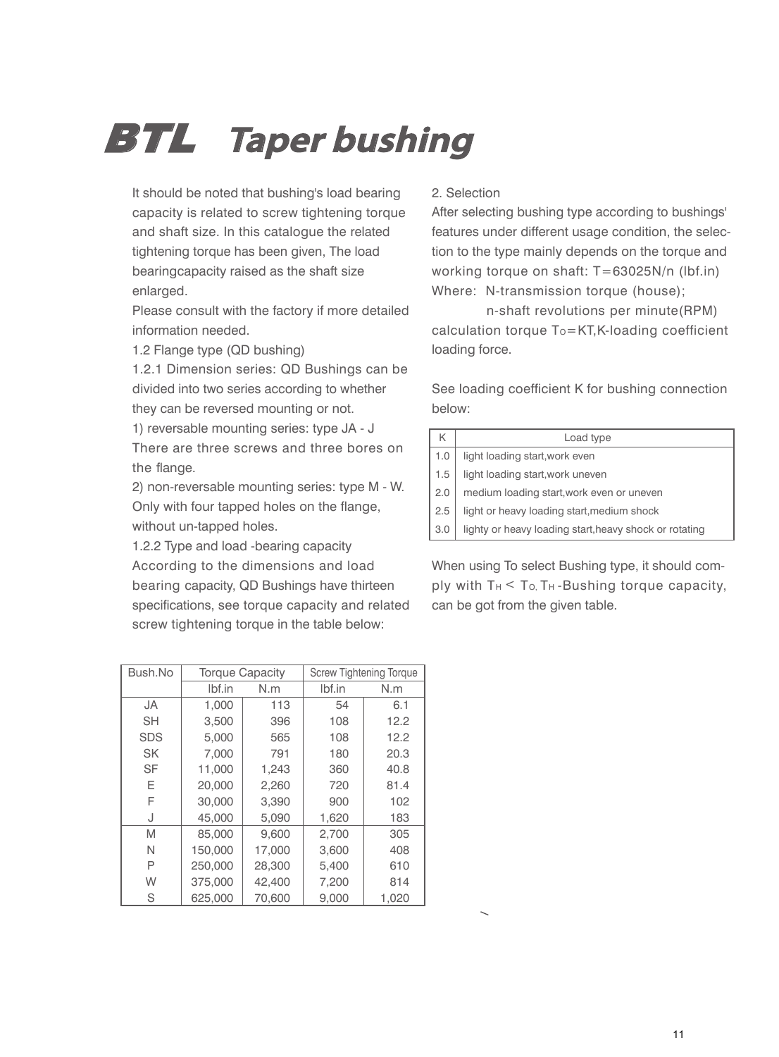# BTL Taper bushing

It should be noted that bushing's load bearing capacity is related to screw tightening torque and shaft size. In this catalogue the related tightening torque has been given, The load bearingcapacity raised as the shaft size enlarged.

Please consult with the factory if more detailed information needed.

1.2 Flange type (QD bushing)

1.2.1 Dimension series: QD Bushings can be divided into two series according to whether they can be reversed mounting or not.

1) reversable mounting series: type JA - J
There are three screws and three bores on the flange.

2) non-reversable mounting series: type M - W.
Only with four tapped holes on the flange, without un-tapped holes.

1.2.2 Type and load -bearing capacity
According to the dimensions and load bearing capacity, QD Bushings have thirteen specifications, see torque capacity and related screw tightening torque in the table below:

| Bush.No | Torque Capacity | | Screw Tightening Torque | |
|---|---|---|---|---|
| | lbf.in | N.m | lbf.in | N.m |
| JA | 1,000 | 113 | 54 | 6.1 |
| SH | 3,500 | 396 | 108 | 12.2 |
| SDS | 5,000 | 565 | 108 | 12.2 |
| SK | 7,000 | 791 | 180 | 20.3 |
| SF | 11,000 | 1,243 | 360 | 40.8 |
| E | 20,000 | 2,260 | 720 | 81.4 |
| F | 30,000 | 3,390 | 900 | 102 |
| J | 45,000 | 5,090 | 1,620 | 183 |
| M | 85,000 | 9,600 | 2,700 | 305 |
| N | 150,000 | 17,000 | 3,600 | 408 |
| P | 250,000 | 28,300 | 5,400 | 610 |
| W | 375,000 | 42,400 | 7,200 | 814 |
| S | 625,000 | 70,600 | 9,000 | 1,020 |

2. Selection

After selecting bushing type according to bushings' features under different usage condition, the selection to the type mainly depends on the torque and working torque on shaft: $T=63025N/n$ (lbf.in)

Where: N-transmission torque (house);
n-shaft revolutions per minute(RPM)

calculation torque $T_O=KT$,K-loading coefficient loading force.

See loading coefficient K for bushing connection below:

| K | Load type |
|---|---|
| 1.0 | light loading start,work even |
| 1.5 | light loading start,work uneven |
| 2.0 | medium loading start,work even or uneven |
| 2.5 | light or heavy loading start,medium shock |
| 3.0 | lighty or heavy loading start,heavy shock or rotating |

When using To select Bushing type, it should comply with $T_H < T_O$, $T_H$ -Bushing torque capacity, can be got from the given table.